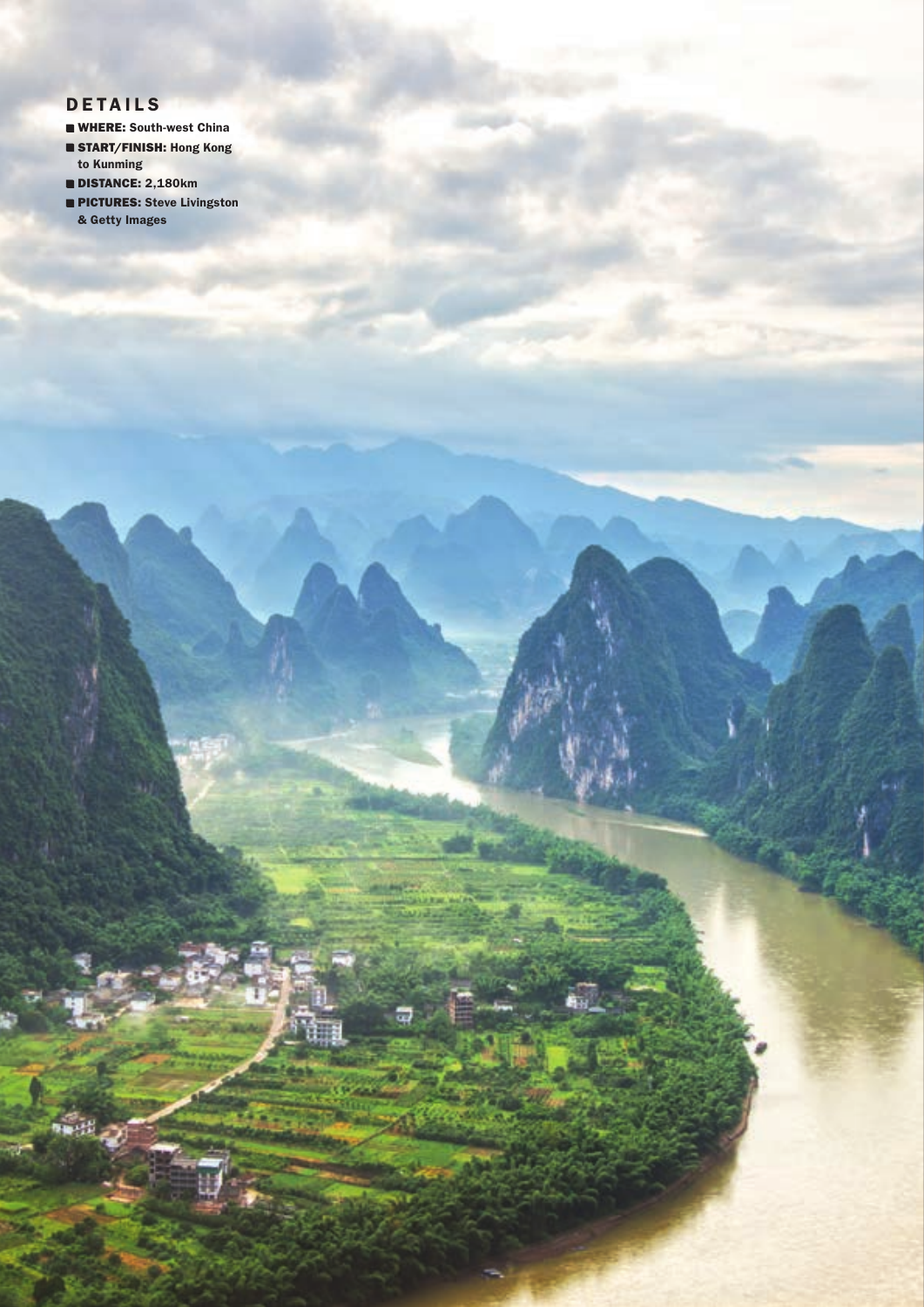## DETAILS

- **WHERE:** South-west China
- **START/FINISH:** Hong Kong to Kunming
- **DISTANCE:** 2,180km
- **PICTURES:** Steve Livingston & Getty Images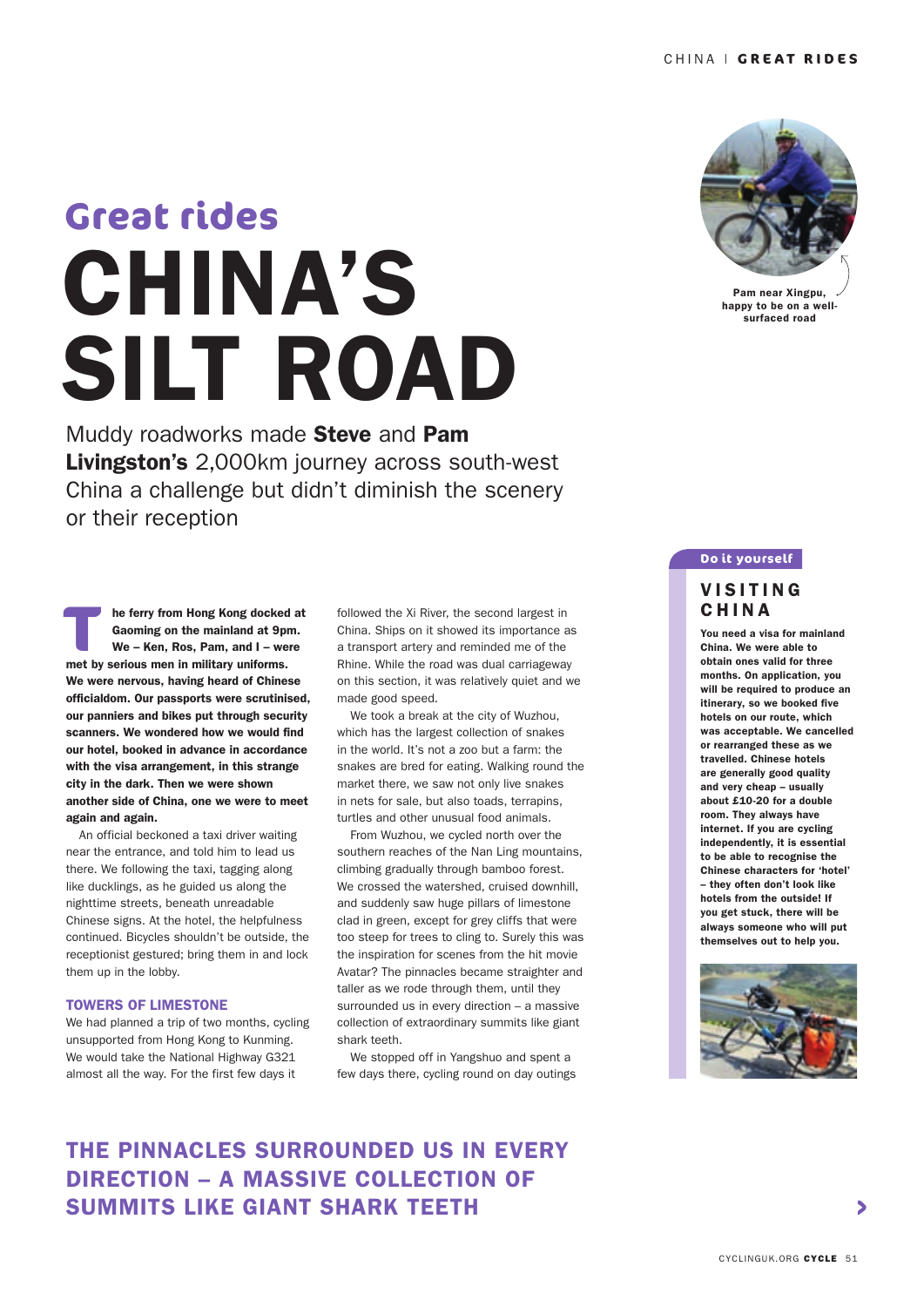Great rides

# CHINA'S SILT ROAD

Muddy roadworks made **Steve** and **Pam Livingston's** 2,000km journey across south-west China a challenge but didn't diminish the scenery or their reception

Pam near Xingpu, happy to be on a well-surfaced road

**The ferry from Hong Kong docked at Gaoming on the mainland at 9pm. We – Ken, Ros, Pam, and I – were met by serious men in military uniforms. We were nervous, having heard of Chinese officialdom. Our passports were scrutinised, our panniers and bikes put through security scanners. We wondered how we would find our hotel, booked in advance in accordance with the visa arrangement, in this strange city in the dark. Then we were shown another side of China, one we were to meet again and again.**

An official beckoned a taxi driver waiting near the entrance, and told him to lead us there. We following the taxi, tagging along like ducklings, as he guided us along the nighttime streets, beneath unreadable Chinese signs. At the hotel, the helpfulness continued. Bicycles shouldn't be outside, the receptionist gestured; bring them in and lock them up in the lobby.

### TOWERS OF LIMESTONE

We had planned a trip of two months, cycling unsupported from Hong Kong to Kunming. We would take the National Highway G321 almost all the way. For the first few days it followed the Xi River, the second largest in China. Ships on it showed its importance as a transport artery and reminded me of the Rhine. While the road was dual carriageway on this section, it was relatively quiet and we made good speed.

We took a break at the city of Wuzhou, which has the largest collection of snakes in the world. It's not a zoo but a farm: the snakes are bred for eating. Walking round the market there, we saw not only live snakes in nets for sale, but also toads, terrapins, turtles and other unusual food animals.

From Wuzhou, we cycled north over the southern reaches of the Nan Ling mountains, climbing gradually through bamboo forest. We crossed the watershed, cruised downhill, and suddenly saw huge pillars of limestone clad in green, except for grey cliffs that were too steep for trees to cling to. Surely this was the inspiration for scenes from the hit movie Avatar? The pinnacles became straighter and taller as we rode through them, until they surrounded us in every direction – a massive collection of extraordinary summits like giant shark teeth.

We stopped off in Yangshuo and spent a few days there, cycling round on day outings

**THE PINNACLES SURROUNDED US IN EVERY DIRECTION – A MASSIVE COLLECTION OF SUMMITS LIKE GIANT SHARK TEETH**

---

Do it yourself

### VISITING CHINA

**You need a visa for mainland China. We were able to obtain ones valid for three months. On application, you will be required to produce an itinerary, so we booked five hotels on our route, which was acceptable. We cancelled or rearranged these as we travelled. Chinese hotels are generally good quality and very cheap – usually about £10-20 for a double room. They always have internet. If you are cycling independently, it is essential to be able to recognise the Chinese characters for 'hotel' – they often don't look like hotels from the outside! If you get stuck, there will be always someone who will put themselves out to help you.**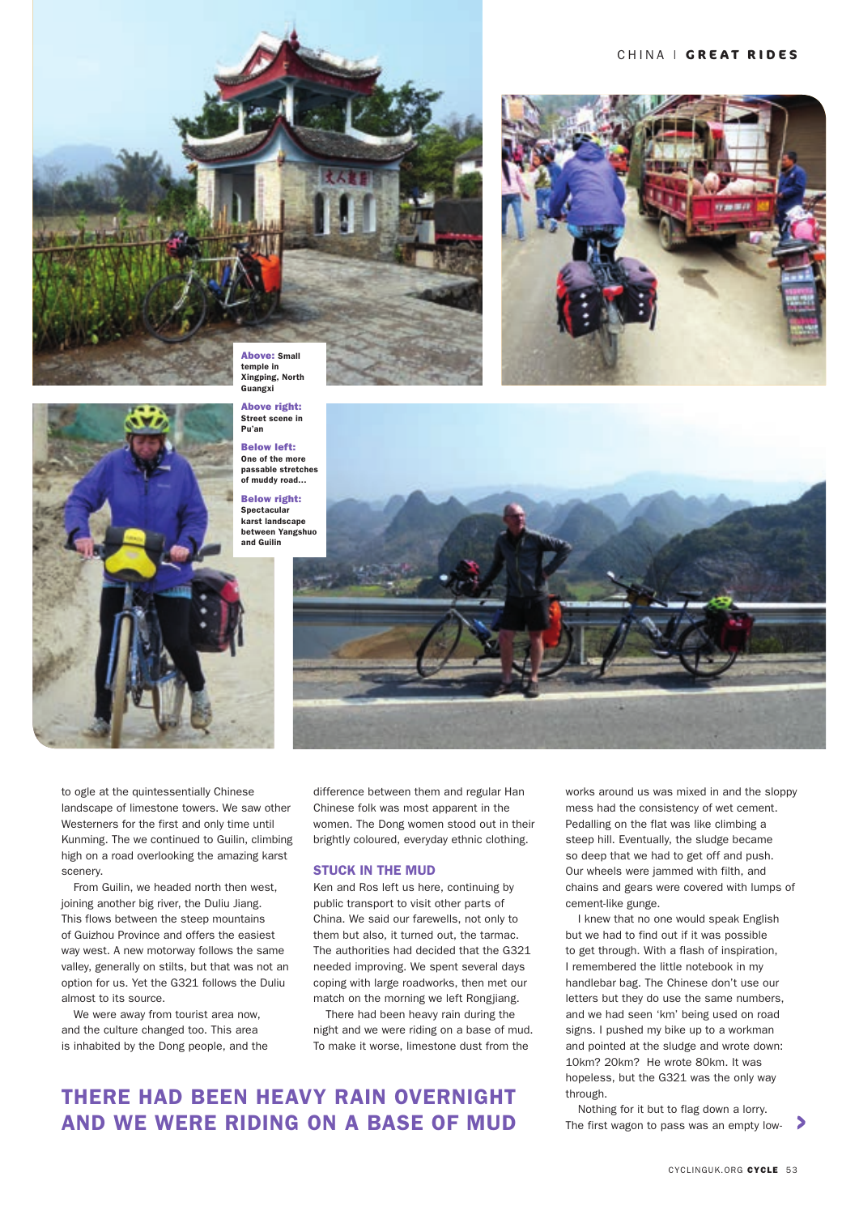Above: Small temple in Xingping, North Guangxi

Above right: Street scene in Pu'an

Below left: One of the more passable stretches of muddy road...

Below right: Spectacular karst landscape between Yangshuo and Guilin

to ogle at the quintessentially Chinese landscape of limestone towers. We saw other Westerners for the first and only time until Kunming. The we continued to Guilin, climbing high on a road overlooking the amazing karst scenery.

From Guilin, we headed north then west, joining another big river, the Duliu Jiang. This flows between the steep mountains of Guizhou Province and offers the easiest way west. A new motorway follows the same valley, generally on stilts, but that was not an option for us. Yet the G321 follows the Duliu almost to its source.

We were away from tourist area now, and the culture changed too. This area is inhabited by the Dong people, and the difference between them and regular Han Chinese folk was most apparent in the women. The Dong women stood out in their brightly coloured, everyday ethnic clothing.

## STUCK IN THE MUD

Ken and Ros left us here, continuing by public transport to visit other parts of China. We said our farewells, not only to them but also, it turned out, the tarmac. The authorities had decided that the G321 needed improving. We spent several days coping with large roadworks, then met our match on the morning we left Rongjiang.

There had been heavy rain during the night and we were riding on a base of mud. To make it worse, limestone dust from the works around us was mixed in and the sloppy mess had the consistency of wet cement. Pedalling on the flat was like climbing a steep hill. Eventually, the sludge became so deep that we had to get off and push. Our wheels were jammed with filth, and chains and gears were covered with lumps of cement-like gunge.

I knew that no one would speak English but we had to find out if it was possible to get through. With a flash of inspiration, I remembered the little notebook in my handlebar bag. The Chinese don't use our letters but they do use the same numbers, and we had seen 'km' being used on road signs. I pushed my bike up to a workman and pointed at the sludge and wrote down: 10km? 20km? He wrote 80km. It was hopeless, but the G321 was the only way through.

Nothing for it but to flag down a lorry. The first wagon to pass was an empty low-

**THERE HAD BEEN HEAVY RAIN OVERNIGHT AND WE WERE RIDING ON A BASE OF MUD**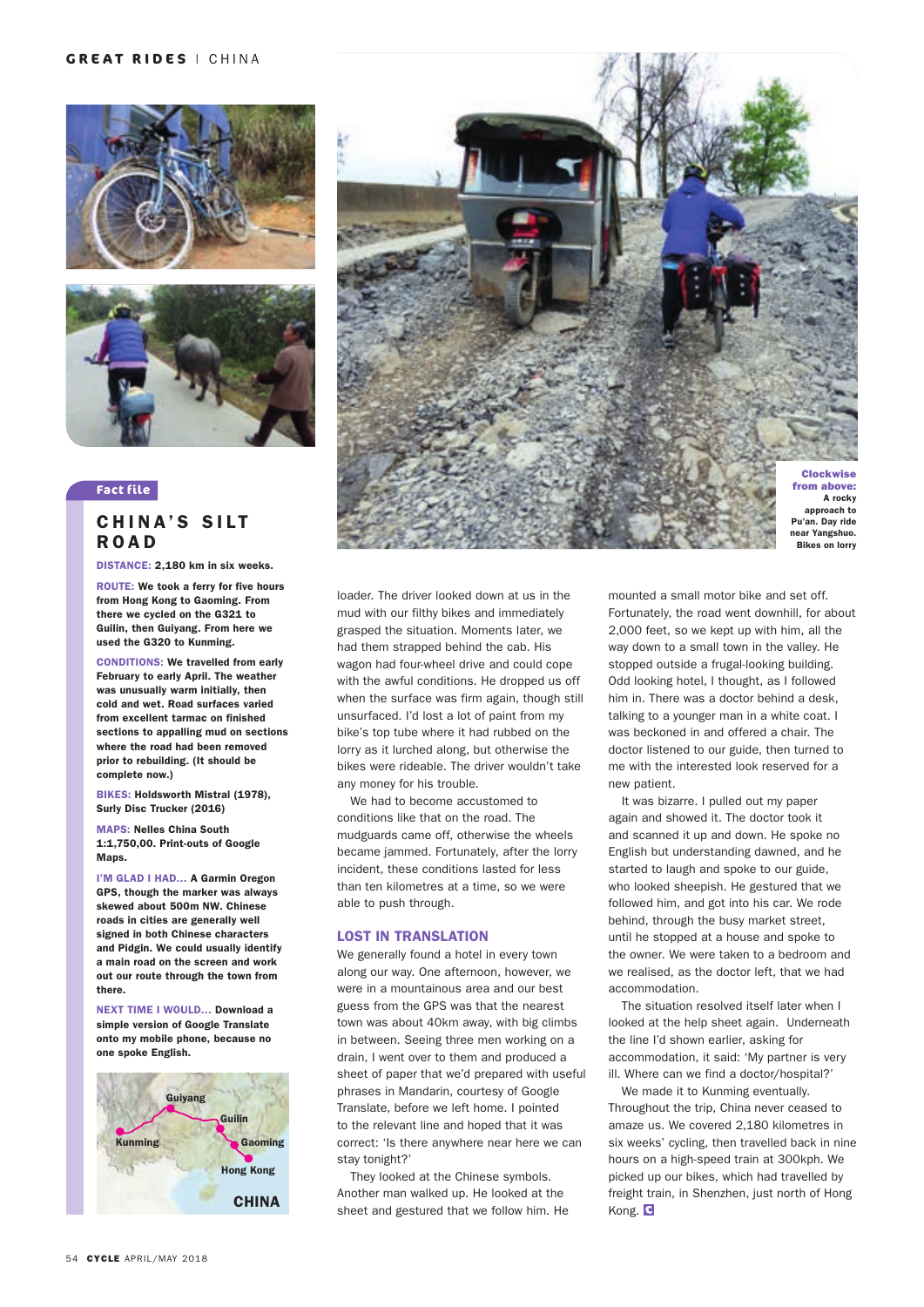Clockwise from above: A rocky approach to Pu'an. Day ride near Yangshuo. Bikes on lorry

## Fact file

### CHINA'S SILT ROAD

**DISTANCE:** 2,180 km in six weeks.

**ROUTE:** We took a ferry for five hours from Hong Kong to Gaoming. From there we cycled on the G321 to Guilin, then Guiyang. From here we used the G320 to Kunming.

**CONDITIONS:** We travelled from early February to early April. The weather was unusually warm initially, then cold and wet. Road surfaces varied from excellent tarmac on finished sections to appalling mud on sections where the road had been removed prior to rebuilding. (It should be complete now.)

**BIKES:** Holdsworth Mistral (1978), Surly Disc Trucker (2016)

**MAPS:** Nelles China South 1:1,750,00. Print-outs of Google Maps.

**I'M GLAD I HAD…** A Garmin Oregon GPS, though the marker was always skewed about 500m NW. Chinese roads in cities are generally well signed in both Chinese characters and Pidgin. We could usually identify a main road on the screen and work out our route through the town from there.

**NEXT TIME I WOULD…** Download a simple version of Google Translate onto my mobile phone, because no one spoke English.

Guiyang
Guilin
Kunming
Gaoming
Hong Kong
CHINA

loader. The driver looked down at us in the mud with our filthy bikes and immediately grasped the situation. Moments later, we had them strapped behind the cab. His wagon had four-wheel drive and could cope with the awful conditions. He dropped us off when the surface was firm again, though still unsurfaced. I'd lost a lot of paint from my bike's top tube where it had rubbed on the lorry as it lurched along, but otherwise the bikes were rideable. The driver wouldn't take any money for his trouble.

We had to become accustomed to conditions like that on the road. The mudguards came off, otherwise the wheels became jammed. Fortunately, after the lorry incident, these conditions lasted for less than ten kilometres at a time, so we were able to push through.

### LOST IN TRANSLATION

We generally found a hotel in every town along our way. One afternoon, however, we were in a mountainous area and our best guess from the GPS was that the nearest town was about 40km away, with big climbs in between. Seeing three men working on a drain, I went over to them and produced a sheet of paper that we'd prepared with useful phrases in Mandarin, courtesy of Google Translate, before we left home. I pointed to the relevant line and hoped that it was correct: 'Is there anywhere near here we can stay tonight?'

They looked at the Chinese symbols. Another man walked up. He looked at the sheet and gestured that we follow him. He mounted a small motor bike and set off. Fortunately, the road went downhill, for about 2,000 feet, so we kept up with him, all the way down to a small town in the valley. He stopped outside a frugal-looking building. Odd looking hotel, I thought, as I followed him in. There was a doctor behind a desk, talking to a younger man in a white coat. I was beckoned in and offered a chair. The doctor listened to our guide, then turned to me with the interested look reserved for a new patient.

It was bizarre. I pulled out my paper again and showed it. The doctor took it and scanned it up and down. He spoke no English but understanding dawned, and he started to laugh and spoke to our guide, who looked sheepish. He gestured that we followed him, and got into his car. We rode behind, through the busy market street, until he stopped at a house and spoke to the owner. We were taken to a bedroom and we realised, as the doctor left, that we had accommodation.

The situation resolved itself later when I looked at the help sheet again. Underneath the line I'd shown earlier, asking for accommodation, it said: 'My partner is very ill. Where can we find a doctor/hospital?'

We made it to Kunming eventually. Throughout the trip, China never ceased to amaze us. We covered 2,180 kilometres in six weeks' cycling, then travelled back in nine hours on a high-speed train at 300kph. We picked up our bikes, which had travelled by freight train, in Shenzhen, just north of Hong Kong.